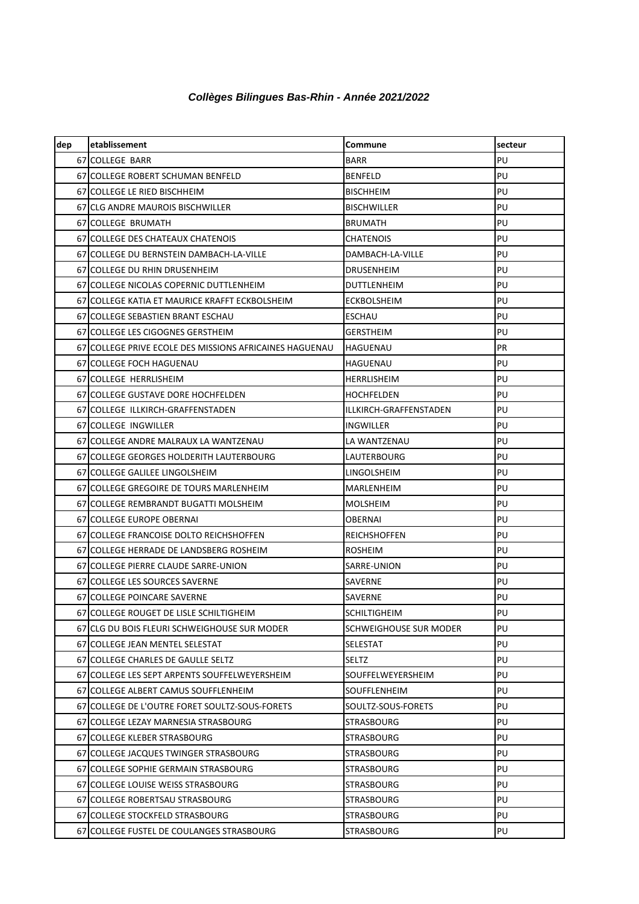***Collèges Bilingues Bas-Rhin - Année 2021/2022***

| dep | etablissement | Commune | secteur |
|---|---|---|---|
| 67 | COLLEGE BARR | BARR | PU |
| 67 | COLLEGE ROBERT SCHUMAN BENFELD | BENFELD | PU |
| 67 | COLLEGE LE RIED BISCHHEIM | BISCHHEIM | PU |
| 67 | CLG ANDRE MAUROIS BISCHWILLER | BISCHWILLER | PU |
| 67 | COLLEGE BRUMATH | BRUMATH | PU |
| 67 | COLLEGE DES CHATEAUX CHATENOIS | CHATENOIS | PU |
| 67 | COLLEGE DU BERNSTEIN DAMBACH-LA-VILLE | DAMBACH-LA-VILLE | PU |
| 67 | COLLEGE DU RHIN DRUSENHEIM | DRUSENHEIM | PU |
| 67 | COLLEGE NICOLAS COPERNIC DUTTLENHEIM | DUTTLENHEIM | PU |
| 67 | COLLEGE KATIA ET MAURICE KRAFFT ECKBOLSHEIM | ECKBOLSHEIM | PU |
| 67 | COLLEGE SEBASTIEN BRANT ESCHAU | ESCHAU | PU |
| 67 | COLLEGE LES CIGOGNES GERSTHEIM | GERSTHEIM | PU |
| 67 | COLLEGE PRIVE ECOLE DES MISSIONS AFRICAINES HAGUENAU | HAGUENAU | PR |
| 67 | COLLEGE FOCH HAGUENAU | HAGUENAU | PU |
| 67 | COLLEGE HERRLISHEIM | HERRLISHEIM | PU |
| 67 | COLLEGE GUSTAVE DORE HOCHFELDEN | HOCHFELDEN | PU |
| 67 | COLLEGE ILLKIRCH-GRAFFENSTADEN | ILLKIRCH-GRAFFENSTADEN | PU |
| 67 | COLLEGE INGWILLER | INGWILLER | PU |
| 67 | COLLEGE ANDRE MALRAUX LA WANTZENAU | LA WANTZENAU | PU |
| 67 | COLLEGE GEORGES HOLDERITH LAUTERBOURG | LAUTERBOURG | PU |
| 67 | COLLEGE GALILEE LINGOLSHEIM | LINGOLSHEIM | PU |
| 67 | COLLEGE GREGOIRE DE TOURS MARLENHEIM | MARLENHEIM | PU |
| 67 | COLLEGE REMBRANDT BUGATTI MOLSHEIM | MOLSHEIM | PU |
| 67 | COLLEGE EUROPE OBERNAI | OBERNAI | PU |
| 67 | COLLEGE FRANCOISE DOLTO REICHSHOFFEN | REICHSHOFFEN | PU |
| 67 | COLLEGE HERRADE DE LANDSBERG ROSHEIM | ROSHEIM | PU |
| 67 | COLLEGE PIERRE CLAUDE SARRE-UNION | SARRE-UNION | PU |
| 67 | COLLEGE LES SOURCES SAVERNE | SAVERNE | PU |
| 67 | COLLEGE POINCARE SAVERNE | SAVERNE | PU |
| 67 | COLLEGE ROUGET DE LISLE SCHILTIGHEIM | SCHILTIGHEIM | PU |
| 67 | CLG DU BOIS FLEURI SCHWEIGHOUSE SUR MODER | SCHWEIGHOUSE SUR MODER | PU |
| 67 | COLLEGE JEAN MENTEL SELESTAT | SELESTAT | PU |
| 67 | COLLEGE CHARLES DE GAULLE SELTZ | SELTZ | PU |
| 67 | COLLEGE LES SEPT ARPENTS SOUFFELWEYERSHEIM | SOUFFELWEYERSHEIM | PU |
| 67 | COLLEGE ALBERT CAMUS SOUFFLENHEIM | SOUFFLENHEIM | PU |
| 67 | COLLEGE DE L'OUTRE FORET SOULTZ-SOUS-FORETS | SOULTZ-SOUS-FORETS | PU |
| 67 | COLLEGE LEZAY MARNESIA STRASBOURG | STRASBOURG | PU |
| 67 | COLLEGE KLEBER STRASBOURG | STRASBOURG | PU |
| 67 | COLLEGE JACQUES TWINGER STRASBOURG | STRASBOURG | PU |
| 67 | COLLEGE SOPHIE GERMAIN STRASBOURG | STRASBOURG | PU |
| 67 | COLLEGE LOUISE WEISS STRASBOURG | STRASBOURG | PU |
| 67 | COLLEGE ROBERTSAU STRASBOURG | STRASBOURG | PU |
| 67 | COLLEGE STOCKFELD STRASBOURG | STRASBOURG | PU |
| 67 | COLLEGE FUSTEL DE COULANGES STRASBOURG | STRASBOURG | PU |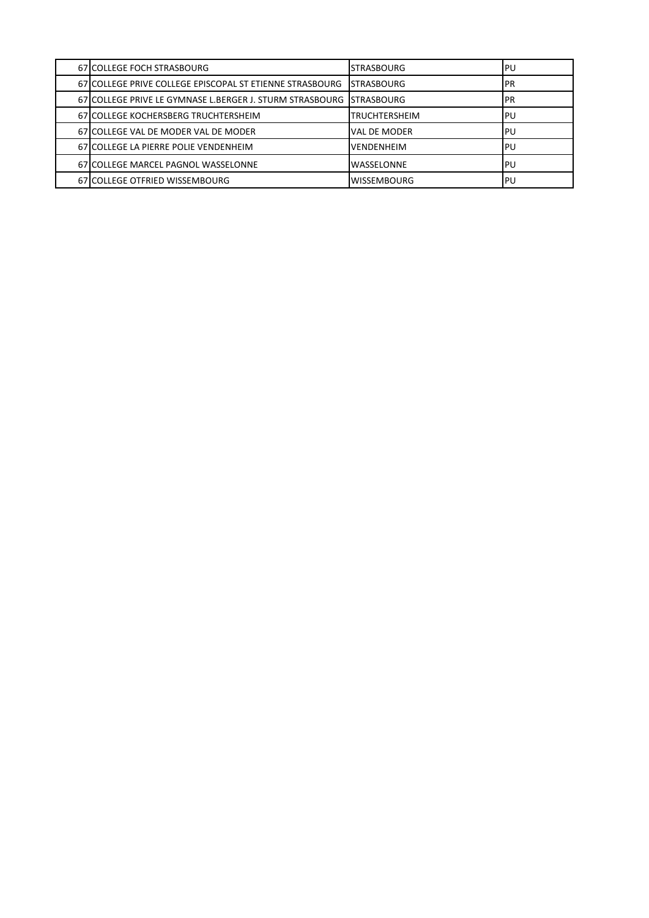| | | | |
|---|---|---|---|
| 67 | COLLEGE FOCH STRASBOURG | STRASBOURG | PU |
| 67 | COLLEGE PRIVE COLLEGE EPISCOPAL ST ETIENNE STRASBOURG | STRASBOURG | PR |
| 67 | COLLEGE PRIVE LE GYMNASE L.BERGER J. STURM STRASBOURG | STRASBOURG | PR |
| 67 | COLLEGE KOCHERSBERG TRUCHTERSHEIM | TRUCHTERSHEIM | PU |
| 67 | COLLEGE VAL DE MODER VAL DE MODER | VAL DE MODER | PU |
| 67 | COLLEGE LA PIERRE POLIE VENDENHEIM | VENDENHEIM | PU |
| 67 | COLLEGE MARCEL PAGNOL WASSELONNE | WASSELONNE | PU |
| 67 | COLLEGE OTFRIED WISSEMBOURG | WISSEMBOURG | PU |